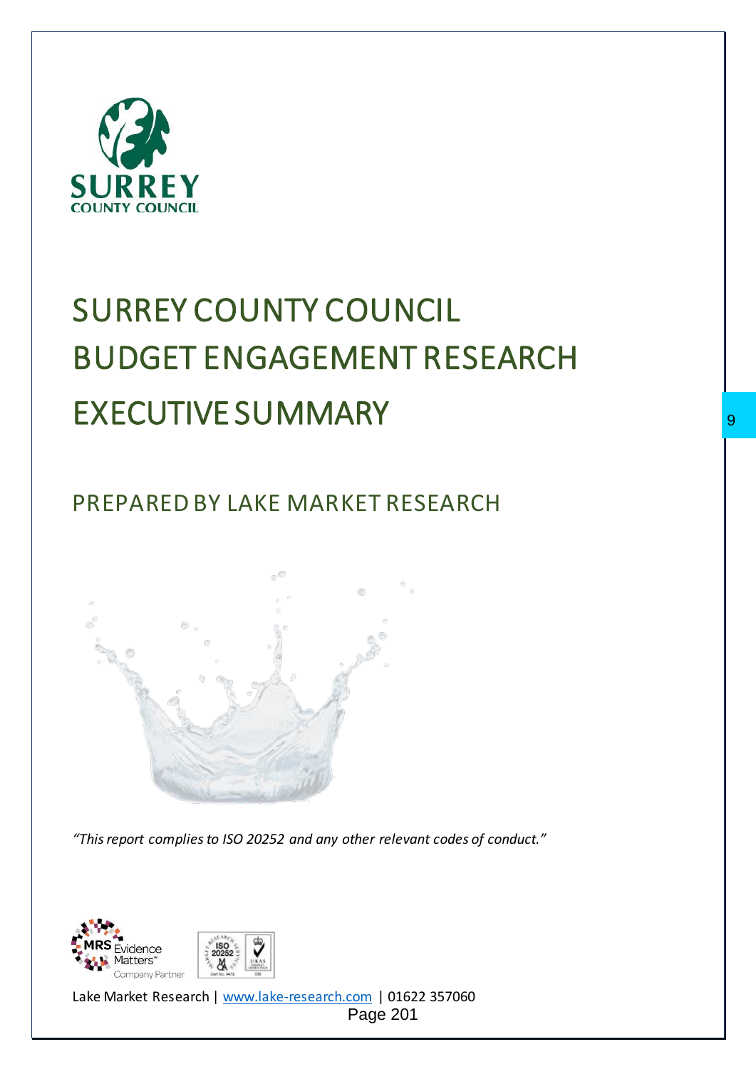SURREY
COUNTY COUNCIL

# SURREY COUNTY COUNCIL BUDGET ENGAGEMENT RESEARCH EXECUTIVE SUMMARY

## PREPARED BY LAKE MARKET RESEARCH

*"This report complies to ISO 20252 and any other relevant codes of conduct."*

Lake Market Research | www.lake-research.com | 01622 357060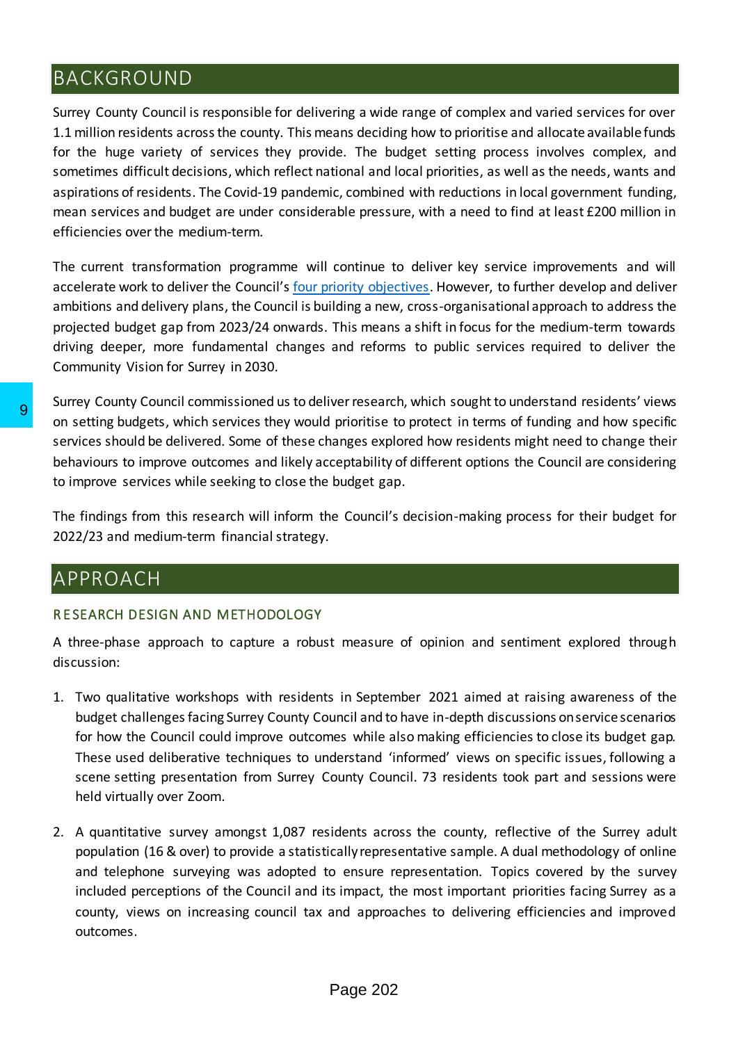# BACKGROUND

Surrey County Council is responsible for delivering a wide range of complex and varied services for over 1.1 million residents across the county. This means deciding how to prioritise and allocate available funds for the huge variety of services they provide. The budget setting process involves complex, and sometimes difficult decisions, which reflect national and local priorities, as well as the needs, wants and aspirations of residents. The Covid-19 pandemic, combined with reductions in local government funding, mean services and budget are under considerable pressure, with a need to find at least £200 million in efficiencies over the medium-term.

The current transformation programme will continue to deliver key service improvements and will accelerate work to deliver the Council's four priority objectives. However, to further develop and deliver ambitions and delivery plans, the Council is building a new, cross-organisational approach to address the projected budget gap from 2023/24 onwards. This means a shift in focus for the medium-term towards driving deeper, more fundamental changes and reforms to public services required to deliver the Community Vision for Surrey in 2030.

Surrey County Council commissioned us to deliver research, which sought to understand residents' views on setting budgets, which services they would prioritise to protect in terms of funding and how specific services should be delivered. Some of these changes explored how residents might need to change their behaviours to improve outcomes and likely acceptability of different options the Council are considering to improve services while seeking to close the budget gap.

The findings from this research will inform the Council's decision-making process for their budget for 2022/23 and medium-term financial strategy.

# APPROACH

## RESEARCH DESIGN AND METHODOLOGY

A three-phase approach to capture a robust measure of opinion and sentiment explored through discussion:

1. Two qualitative workshops with residents in September 2021 aimed at raising awareness of the budget challenges facing Surrey County Council and to have in-depth discussions on service scenarios for how the Council could improve outcomes while also making efficiencies to close its budget gap. These used deliberative techniques to understand 'informed' views on specific issues, following a scene setting presentation from Surrey County Council. 73 residents took part and sessions were held virtually over Zoom.

2. A quantitative survey amongst 1,087 residents across the county, reflective of the Surrey adult population (16 & over) to provide a statistically representative sample. A dual methodology of online and telephone surveying was adopted to ensure representation. Topics covered by the survey included perceptions of the Council and its impact, the most important priorities facing Surrey as a county, views on increasing council tax and approaches to delivering efficiencies and improved outcomes.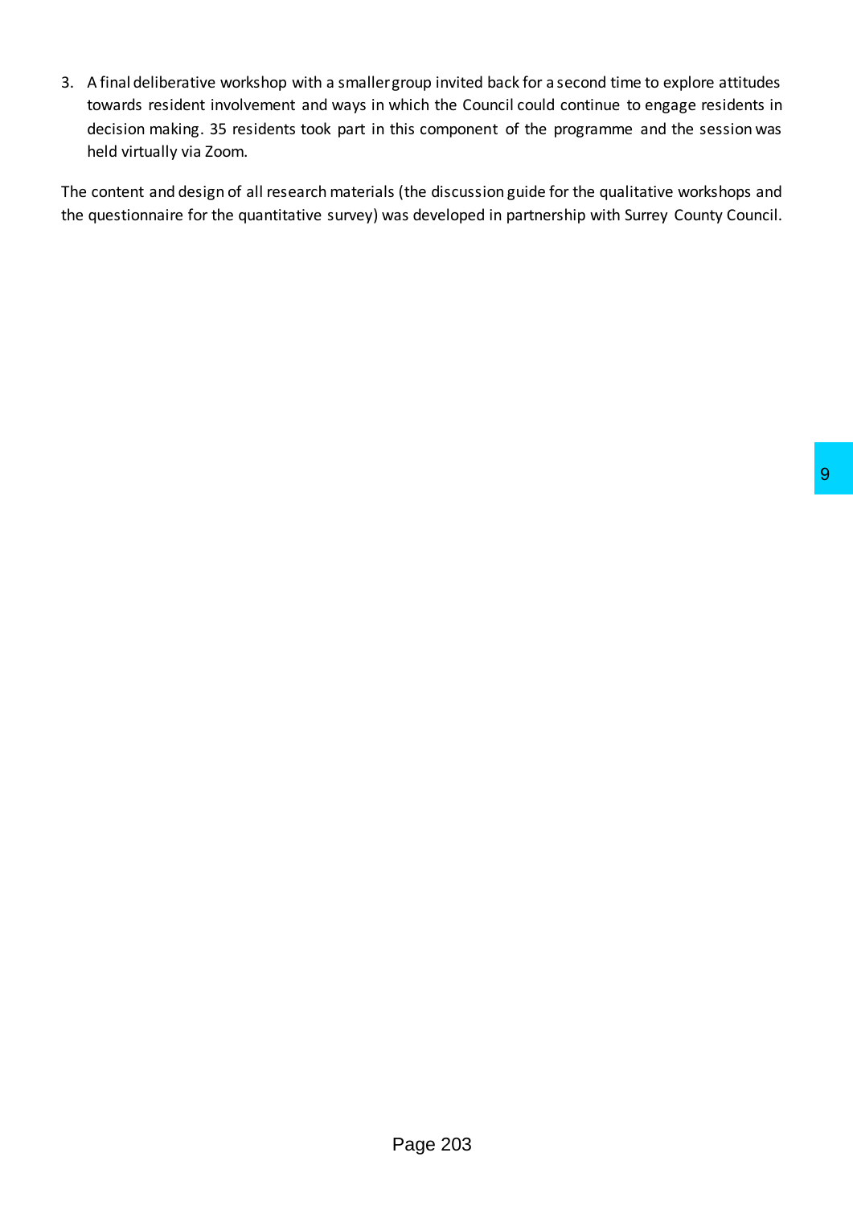3. A final deliberative workshop with a smaller group invited back for a second time to explore attitudes towards resident involvement and ways in which the Council could continue to engage residents in decision making. 35 residents took part in this component of the programme and the session was held virtually via Zoom.

The content and design of all research materials (the discussion guide for the qualitative workshops and the questionnaire for the quantitative survey) was developed in partnership with Surrey County Council.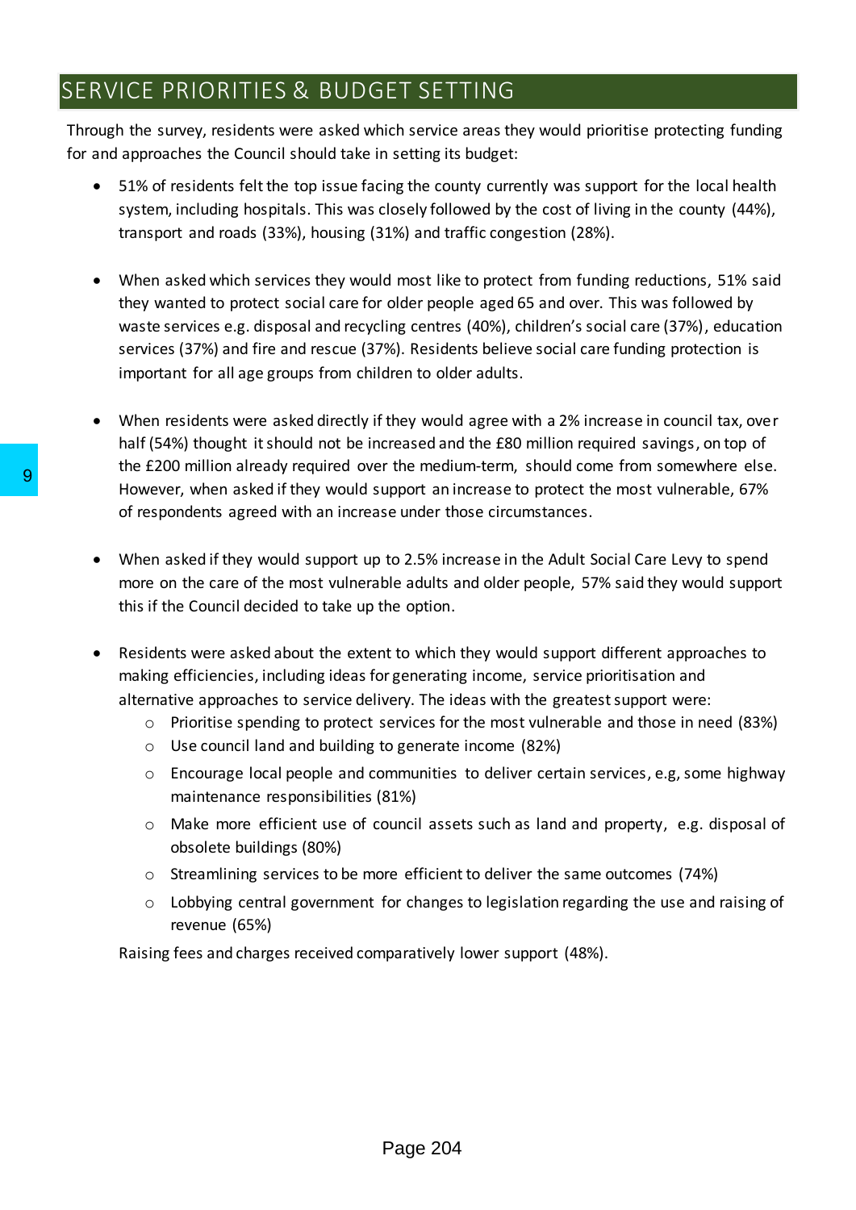## SERVICE PRIORITIES & BUDGET SETTING

Through the survey, residents were asked which service areas they would prioritise protecting funding for and approaches the Council should take in setting its budget:

- 51% of residents felt the top issue facing the county currently was support for the local health system, including hospitals. This was closely followed by the cost of living in the county (44%), transport and roads (33%), housing (31%) and traffic congestion (28%).

- When asked which services they would most like to protect from funding reductions, 51% said they wanted to protect social care for older people aged 65 and over. This was followed by waste services e.g. disposal and recycling centres (40%), children's social care (37%), education services (37%) and fire and rescue (37%). Residents believe social care funding protection is important for all age groups from children to older adults.

- When residents were asked directly if they would agree with a 2% increase in council tax, over half (54%) thought it should not be increased and the £80 million required savings, on top of the £200 million already required over the medium-term, should come from somewhere else. However, when asked if they would support an increase to protect the most vulnerable, 67% of respondents agreed with an increase under those circumstances.

- When asked if they would support up to 2.5% increase in the Adult Social Care Levy to spend more on the care of the most vulnerable adults and older people, 57% said they would support this if the Council decided to take up the option.

- Residents were asked about the extent to which they would support different approaches to making efficiencies, including ideas for generating income, service prioritisation and alternative approaches to service delivery. The ideas with the greatest support were:
  - Prioritise spending to protect services for the most vulnerable and those in need (83%)
  - Use council land and building to generate income (82%)
  - Encourage local people and communities to deliver certain services, e.g, some highway maintenance responsibilities (81%)
  - Make more efficient use of council assets such as land and property, e.g. disposal of obsolete buildings (80%)
  - Streamlining services to be more efficient to deliver the same outcomes (74%)
  - Lobbying central government for changes to legislation regarding the use and raising of revenue (65%)

  Raising fees and charges received comparatively lower support (48%).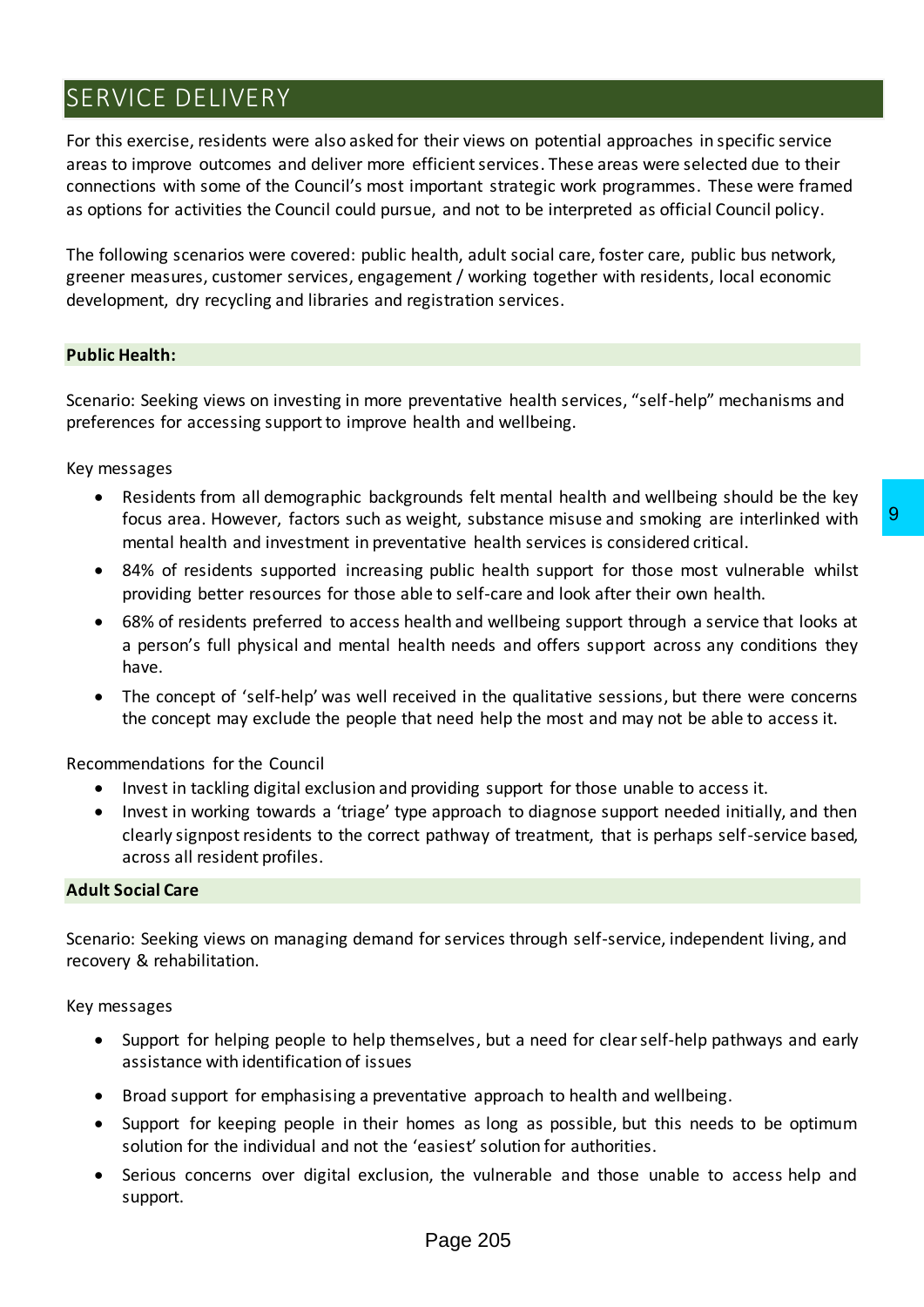# SERVICE DELIVERY

For this exercise, residents were also asked for their views on potential approaches in specific service areas to improve outcomes and deliver more efficient services. These areas were selected due to their connections with some of the Council's most important strategic work programmes. These were framed as options for activities the Council could pursue, and not to be interpreted as official Council policy.

The following scenarios were covered: public health, adult social care, foster care, public bus network, greener measures, customer services, engagement / working together with residents, local economic development, dry recycling and libraries and registration services.

### Public Health:

Scenario: Seeking views on investing in more preventative health services, "self-help" mechanisms and preferences for accessing support to improve health and wellbeing.

Key messages

- Residents from all demographic backgrounds felt mental health and wellbeing should be the key focus area. However, factors such as weight, substance misuse and smoking are interlinked with mental health and investment in preventative health services is considered critical.
- 84% of residents supported increasing public health support for those most vulnerable whilst providing better resources for those able to self-care and look after their own health.
- 68% of residents preferred to access health and wellbeing support through a service that looks at a person's full physical and mental health needs and offers support across any conditions they have.
- The concept of 'self-help' was well received in the qualitative sessions, but there were concerns the concept may exclude the people that need help the most and may not be able to access it.

Recommendations for the Council

- Invest in tackling digital exclusion and providing support for those unable to access it.
- Invest in working towards a 'triage' type approach to diagnose support needed initially, and then clearly signpost residents to the correct pathway of treatment, that is perhaps self-service based, across all resident profiles.

### Adult Social Care

Scenario: Seeking views on managing demand for services through self-service, independent living, and recovery & rehabilitation.

Key messages

- Support for helping people to help themselves, but a need for clear self-help pathways and early assistance with identification of issues
- Broad support for emphasising a preventative approach to health and wellbeing.
- Support for keeping people in their homes as long as possible, but this needs to be optimum solution for the individual and not the 'easiest' solution for authorities.
- Serious concerns over digital exclusion, the vulnerable and those unable to access help and support.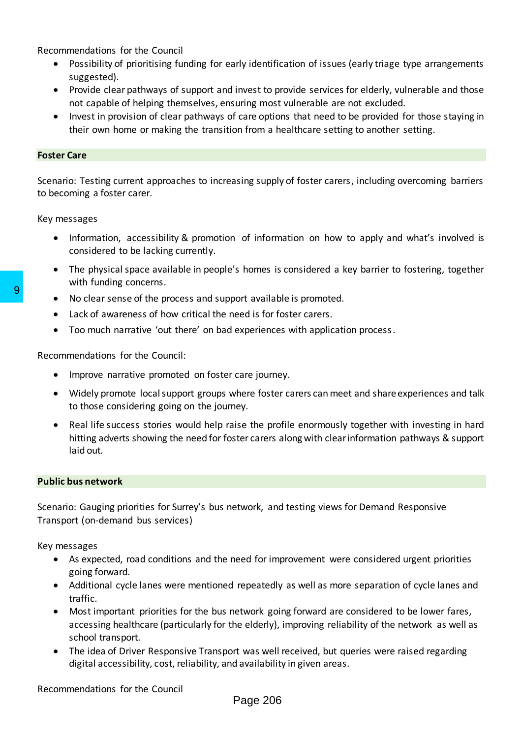Recommendations for the Council

- Possibility of prioritising funding for early identification of issues (early triage type arrangements suggested).
- Provide clear pathways of support and invest to provide services for elderly, vulnerable and those not capable of helping themselves, ensuring most vulnerable are not excluded.
- Invest in provision of clear pathways of care options that need to be provided for those staying in their own home or making the transition from a healthcare setting to another setting.

**Foster Care**

Scenario: Testing current approaches to increasing supply of foster carers, including overcoming barriers to becoming a foster carer.

Key messages

- Information, accessibility & promotion of information on how to apply and what's involved is considered to be lacking currently.
- The physical space available in people's homes is considered a key barrier to fostering, together with funding concerns.
- No clear sense of the process and support available is promoted.
- Lack of awareness of how critical the need is for foster carers.
- Too much narrative 'out there' on bad experiences with application process.

Recommendations for the Council:

- Improve narrative promoted on foster care journey.
- Widely promote local support groups where foster carers can meet and share experiences and talk to those considering going on the journey.
- Real life success stories would help raise the profile enormously together with investing in hard hitting adverts showing the need for foster carers along with clear information pathways & support laid out.

**Public bus network**

Scenario: Gauging priorities for Surrey's bus network, and testing views for Demand Responsive Transport (on-demand bus services)

Key messages

- As expected, road conditions and the need for improvement were considered urgent priorities going forward.
- Additional cycle lanes were mentioned repeatedly as well as more separation of cycle lanes and traffic.
- Most important priorities for the bus network going forward are considered to be lower fares, accessing healthcare (particularly for the elderly), improving reliability of the network as well as school transport.
- The idea of Driver Responsive Transport was well received, but queries were raised regarding digital accessibility, cost, reliability, and availability in given areas.

Recommendations for the Council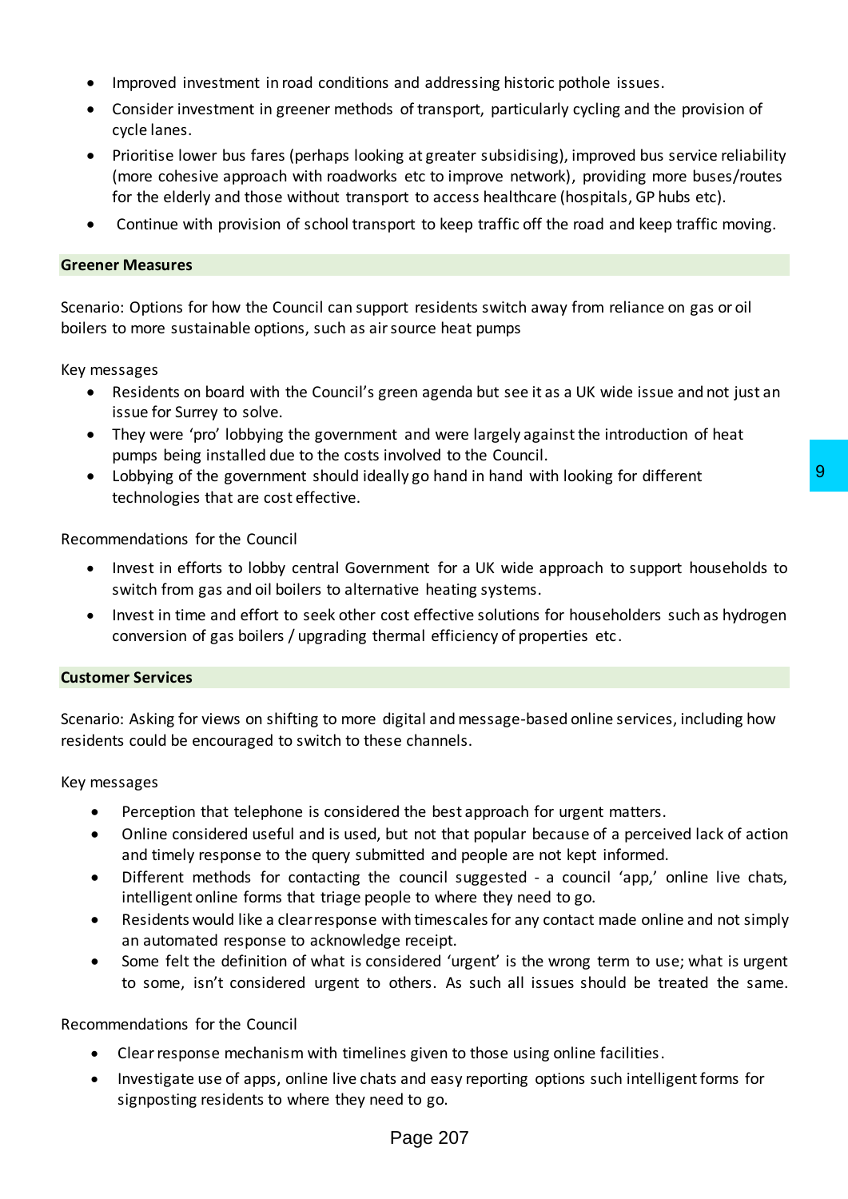- Improved investment in road conditions and addressing historic pothole issues.
- Consider investment in greener methods of transport, particularly cycling and the provision of cycle lanes.
- Prioritise lower bus fares (perhaps looking at greater subsidising), improved bus service reliability (more cohesive approach with roadworks etc to improve network), providing more buses/routes for the elderly and those without transport to access healthcare (hospitals, GP hubs etc).
- Continue with provision of school transport to keep traffic off the road and keep traffic moving.

**Greener Measures**

Scenario: Options for how the Council can support residents switch away from reliance on gas or oil boilers to more sustainable options, such as air source heat pumps

Key messages

- Residents on board with the Council's green agenda but see it as a UK wide issue and not just an issue for Surrey to solve.
- They were 'pro' lobbying the government and were largely against the introduction of heat pumps being installed due to the costs involved to the Council.
- Lobbying of the government should ideally go hand in hand with looking for different technologies that are cost effective.

Recommendations for the Council

- Invest in efforts to lobby central Government for a UK wide approach to support households to switch from gas and oil boilers to alternative heating systems.
- Invest in time and effort to seek other cost effective solutions for householders such as hydrogen conversion of gas boilers / upgrading thermal efficiency of properties etc.

**Customer Services**

Scenario: Asking for views on shifting to more digital and message-based online services, including how residents could be encouraged to switch to these channels.

Key messages

- Perception that telephone is considered the best approach for urgent matters.
- Online considered useful and is used, but not that popular because of a perceived lack of action and timely response to the query submitted and people are not kept informed.
- Different methods for contacting the council suggested - a council 'app,' online live chats, intelligent online forms that triage people to where they need to go.
- Residents would like a clear response with timescales for any contact made online and not simply an automated response to acknowledge receipt.
- Some felt the definition of what is considered 'urgent' is the wrong term to use; what is urgent to some, isn't considered urgent to others. As such all issues should be treated the same.

Recommendations for the Council

- Clear response mechanism with timelines given to those using online facilities.
- Investigate use of apps, online live chats and easy reporting options such intelligent forms for signposting residents to where they need to go.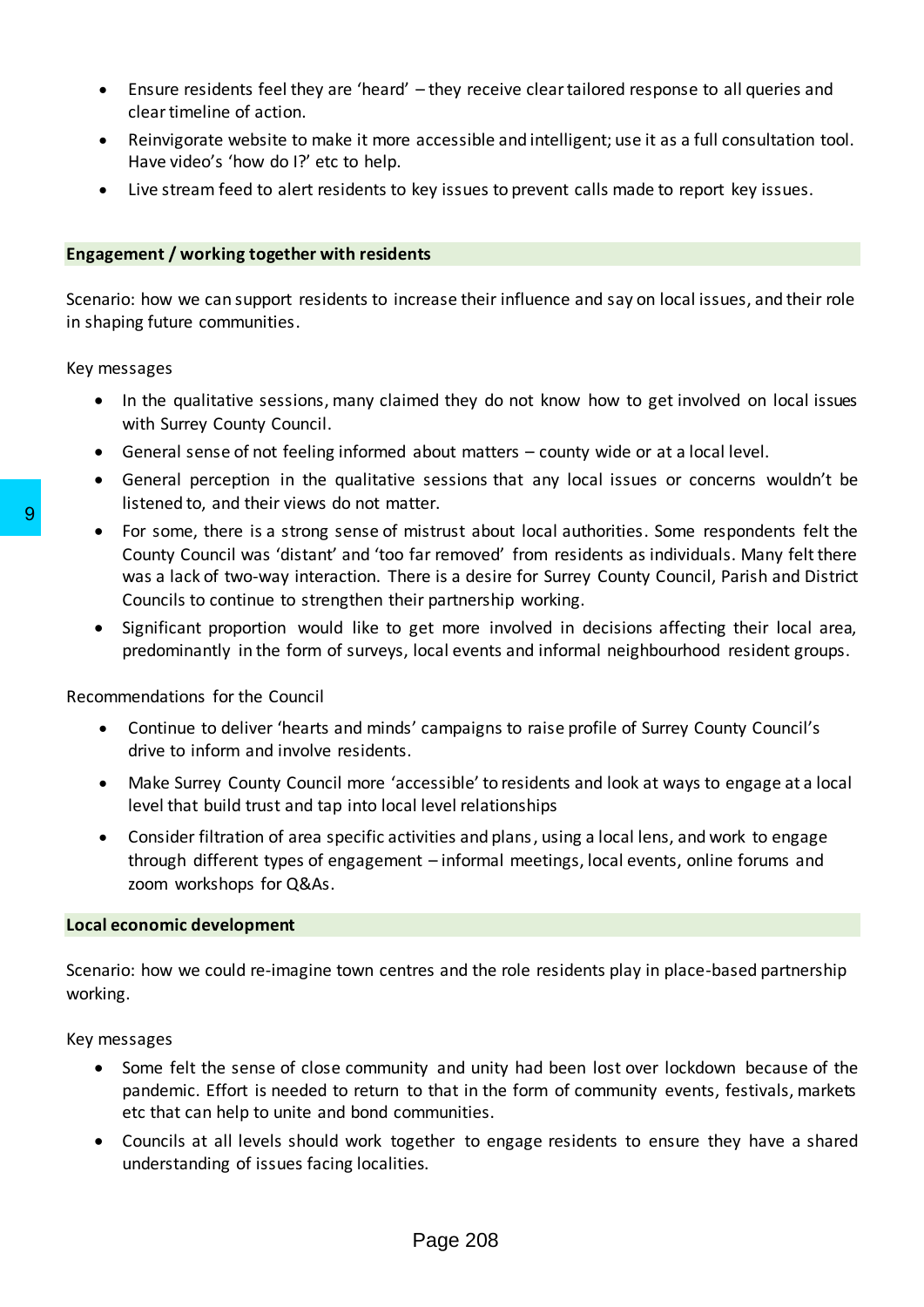- Ensure residents feel they are 'heard' – they receive clear tailored response to all queries and clear timeline of action.
- Reinvigorate website to make it more accessible and intelligent; use it as a full consultation tool. Have video's 'how do I?' etc to help.
- Live stream feed to alert residents to key issues to prevent calls made to report key issues.

### Engagement / working together with residents

Scenario: how we can support residents to increase their influence and say on local issues, and their role in shaping future communities.

Key messages

- In the qualitative sessions, many claimed they do not know how to get involved on local issues with Surrey County Council.
- General sense of not feeling informed about matters – county wide or at a local level.
- General perception in the qualitative sessions that any local issues or concerns wouldn't be listened to, and their views do not matter.
- For some, there is a strong sense of mistrust about local authorities. Some respondents felt the County Council was 'distant' and 'too far removed' from residents as individuals. Many felt there was a lack of two-way interaction. There is a desire for Surrey County Council, Parish and District Councils to continue to strengthen their partnership working.
- Significant proportion would like to get more involved in decisions affecting their local area, predominantly in the form of surveys, local events and informal neighbourhood resident groups.

Recommendations for the Council

- Continue to deliver 'hearts and minds' campaigns to raise profile of Surrey County Council's drive to inform and involve residents.
- Make Surrey County Council more 'accessible' to residents and look at ways to engage at a local level that build trust and tap into local level relationships
- Consider filtration of area specific activities and plans, using a local lens, and work to engage through different types of engagement – informal meetings, local events, online forums and zoom workshops for Q&As.

### Local economic development

Scenario: how we could re-imagine town centres and the role residents play in place-based partnership working.

Key messages

- Some felt the sense of close community and unity had been lost over lockdown because of the pandemic. Effort is needed to return to that in the form of community events, festivals, markets etc that can help to unite and bond communities.
- Councils at all levels should work together to engage residents to ensure they have a shared understanding of issues facing localities.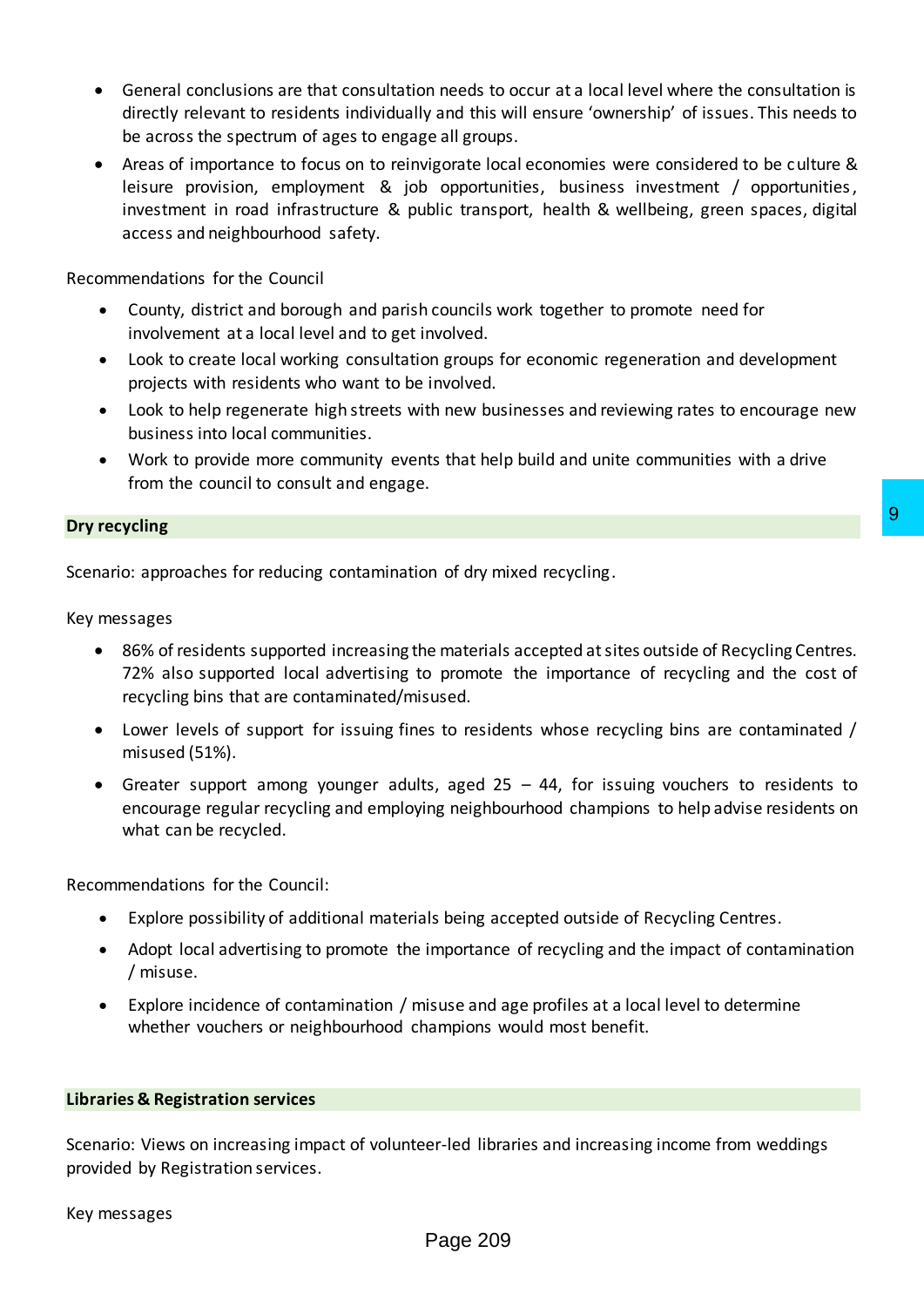- General conclusions are that consultation needs to occur at a local level where the consultation is directly relevant to residents individually and this will ensure 'ownership' of issues. This needs to be across the spectrum of ages to engage all groups.
- Areas of importance to focus on to reinvigorate local economies were considered to be culture & leisure provision, employment & job opportunities, business investment / opportunities, investment in road infrastructure & public transport, health & wellbeing, green spaces, digital access and neighbourhood safety.

Recommendations for the Council

- County, district and borough and parish councils work together to promote need for involvement at a local level and to get involved.
- Look to create local working consultation groups for economic regeneration and development projects with residents who want to be involved.
- Look to help regenerate high streets with new businesses and reviewing rates to encourage new business into local communities.
- Work to provide more community events that help build and unite communities with a drive from the council to consult and engage.

**Dry recycling**

Scenario: approaches for reducing contamination of dry mixed recycling.

Key messages

- 86% of residents supported increasing the materials accepted at sites outside of Recycling Centres. 72% also supported local advertising to promote the importance of recycling and the cost of recycling bins that are contaminated/misused.
- Lower levels of support for issuing fines to residents whose recycling bins are contaminated / misused (51%).
- Greater support among younger adults, aged 25 – 44, for issuing vouchers to residents to encourage regular recycling and employing neighbourhood champions to help advise residents on what can be recycled.

Recommendations for the Council:

- Explore possibility of additional materials being accepted outside of Recycling Centres.
- Adopt local advertising to promote the importance of recycling and the impact of contamination / misuse.
- Explore incidence of contamination / misuse and age profiles at a local level to determine whether vouchers or neighbourhood champions would most benefit.

**Libraries & Registration services**

Scenario: Views on increasing impact of volunteer-led libraries and increasing income from weddings provided by Registration services.

Key messages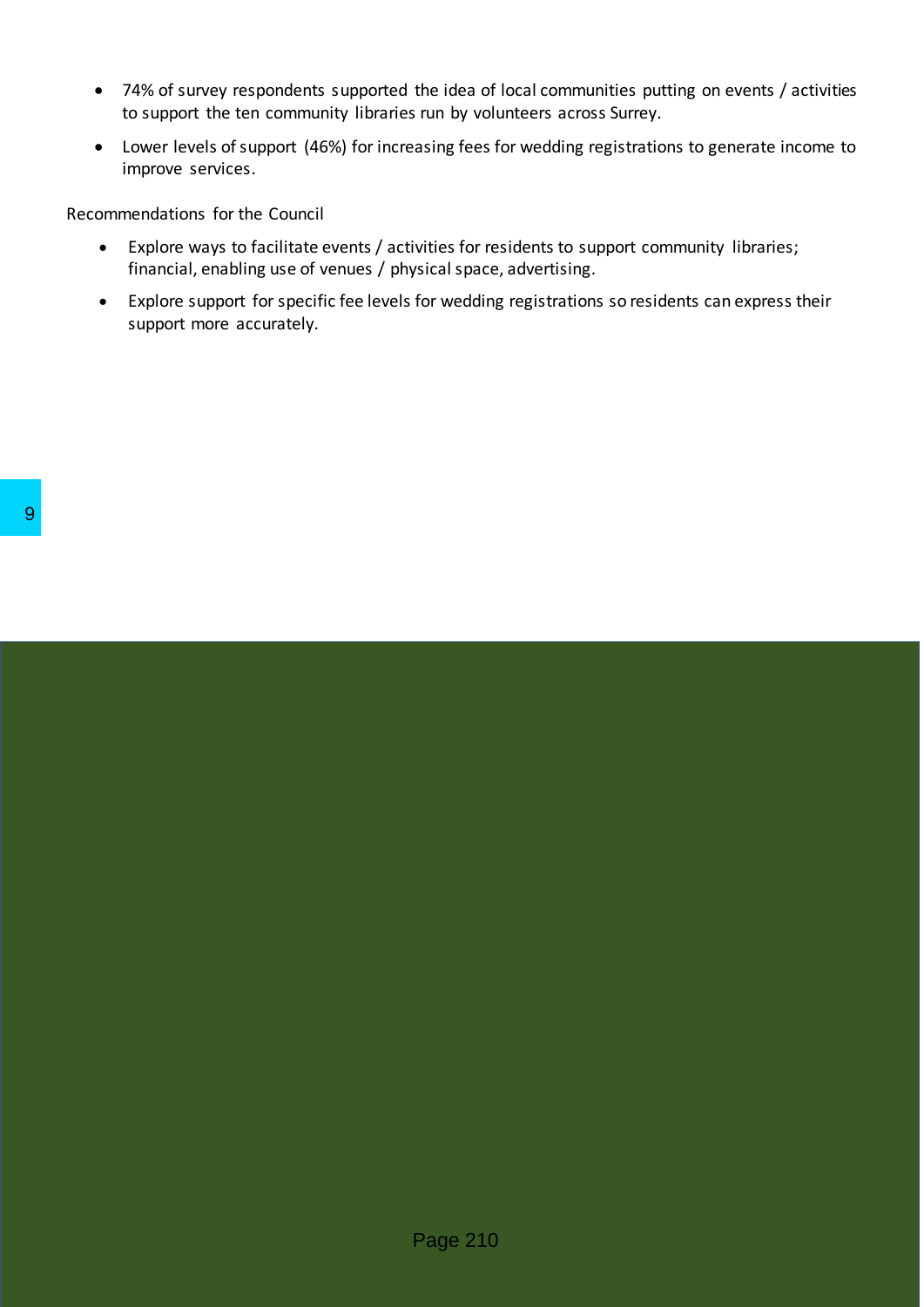- 74% of survey respondents supported the idea of local communities putting on events / activities to support the ten community libraries run by volunteers across Surrey.
- Lower levels of support (46%) for increasing fees for wedding registrations to generate income to improve services.

Recommendations for the Council

- Explore ways to facilitate events / activities for residents to support community libraries; financial, enabling use of venues / physical space, advertising.
- Explore support for specific fee levels for wedding registrations so residents can express their support more accurately.